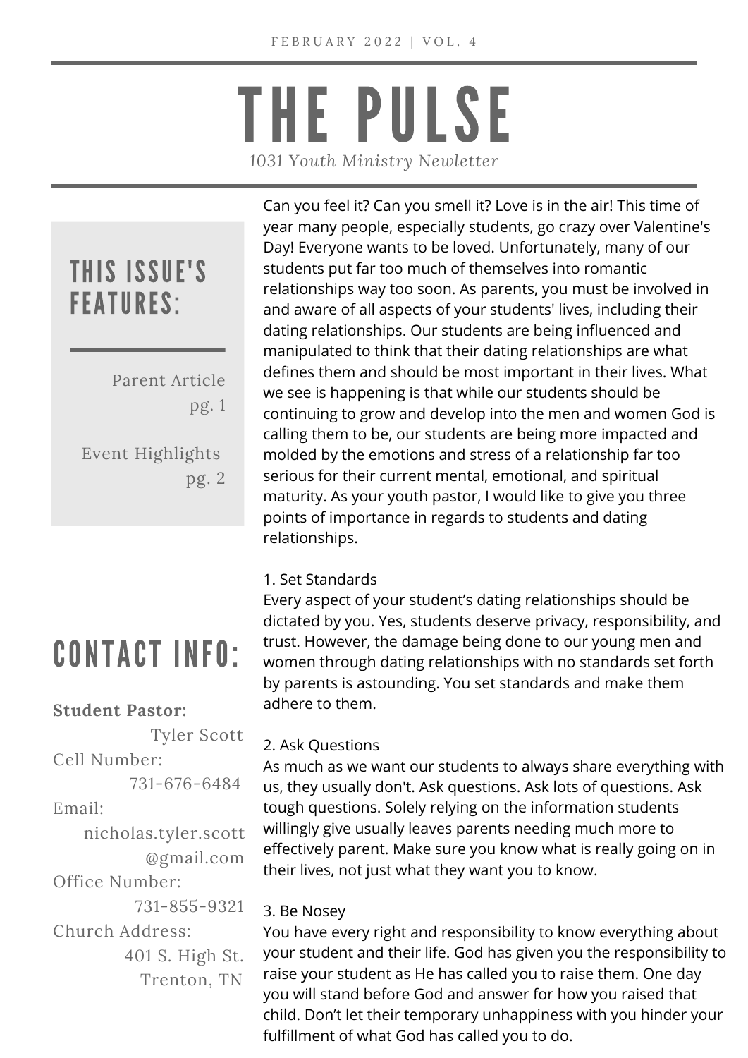FEBRUARY 2022 | VOL. 4

# THE PULSE

*1031 Youth Ministry Newletter*

## THIS ISSUE'S FEATURES:

Parent Article pg. 1

Event Highlights pg. 2

Can you feel it? Can you smell it? Love is in the air! This time of year many people, especially students, go crazy over Valentine's Day! Everyone wants to be loved. Unfortunately, many of our students put far too much of themselves into romantic relationships way too soon. As parents, you must be involved in and aware of all aspects of your students' lives, including their dating relationships. Our students are being influenced and manipulated to think that their dating relationships are what defines them and should be most important in their lives. What we see is happening is that while our students should be continuing to grow and develop into the men and women God is calling them to be, our students are being more impacted and molded by the emotions and stress of a relationship far too serious for their current mental, emotional, and spiritual maturity. As your youth pastor, I would like to give you three points of importance in regards to students and dating relationships.

1. Set Standards

Every aspect of your student's dating relationships should be dictated by you. Yes, students deserve privacy, responsibility, and trust. However, the damage being done to our young men and women through dating relationships with no standards set forth by parents is astounding. You set standards and make them adhere to them.

2. Ask Questions

As much as we want our students to always share everything with us, they usually don't. Ask questions. Ask lots of questions. Ask tough questions. Solely relying on the information students willingly give usually leaves parents needing much more to effectively parent. Make sure you know what is really going on in their lives, not just what they want you to know.

3. Be Nosey

You have every right and responsibility to know everything about your student and their life. God has given you the responsibility to raise your student as He has called you to raise them. One day you will stand before God and answer for how you raised that child. Don't let their temporary unhappiness with you hinder your fulfillment of what God has called you to do.

## CONTACT INFO:

**Student Pastor:**
Tyler Scott

Cell Number:
731-676-6484

Email:
nicholas.tyler.scott@gmail.com

Office Number:
731-855-9321

Church Address:
401 S. High St.
Trenton, TN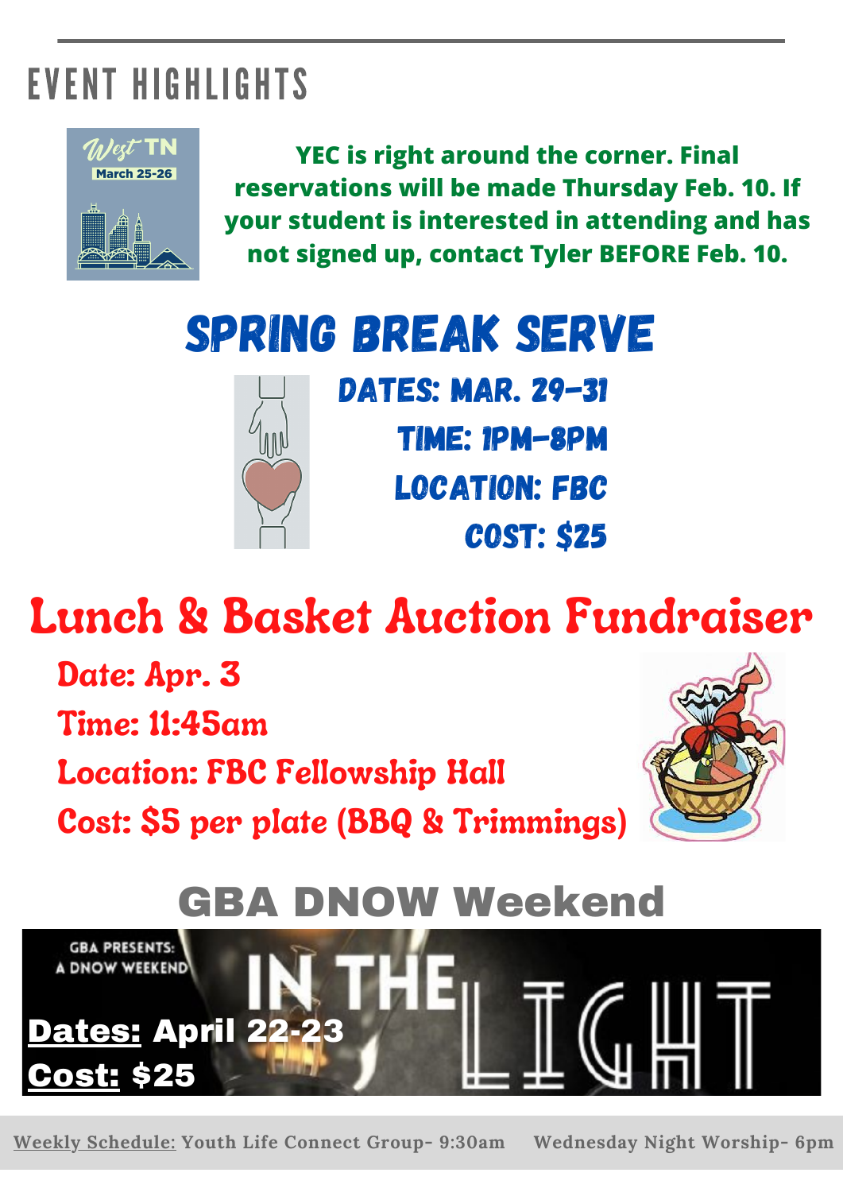# EVENT HIGHLIGHTS

West TN
March 25-26

**YEC is right around the corner. Final reservations will be made Thursday Feb. 10. If your student is interested in attending and has not signed up, contact Tyler BEFORE Feb. 10.**

## SPRING BREAK SERVE

DATES: MAR. 29-31

TIME: 1PM-8PM

LOCATION: FBC

COST: $25

## Lunch & Basket Auction Fundraiser

Date: Apr. 3

Time: 11:45am

Location: FBC Fellowship Hall

Cost: $5 per plate (BBQ & Trimmings)

## GBA DNOW Weekend

GBA PRESENTS: A DNOW WEEKEND

IN THE LIGHT

**Dates:** April 22-23

**Cost:** $25

**Weekly Schedule:** Youth Life Connect Group- 9:30am Wednesday Night Worship- 6pm